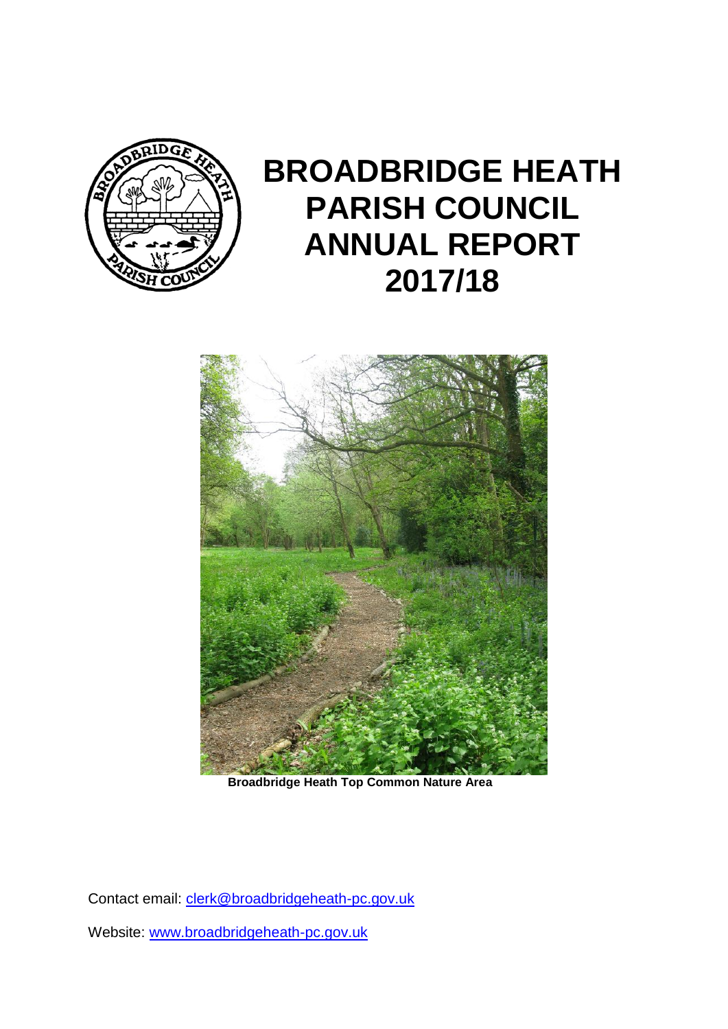# BROADBRIDGE HEATH PARISH COUNCIL ANNUAL REPORT 2017/18

**Broadbridge Heath Top Common Nature Area**

Contact email: clerk@broadbridgeheath-pc.gov.uk

Website: www.broadbridgeheath-pc.gov.uk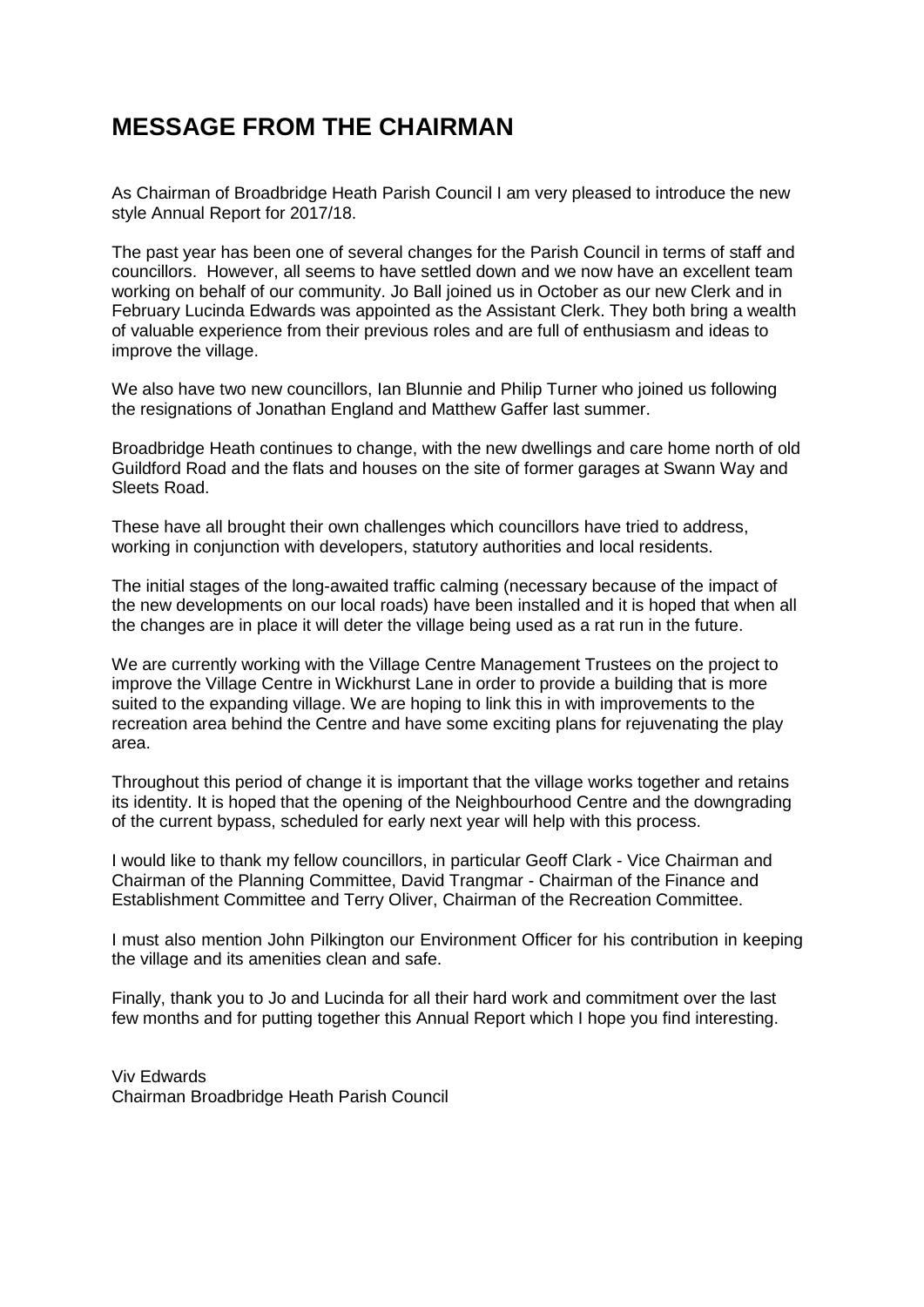# MESSAGE FROM THE CHAIRMAN

As Chairman of Broadbridge Heath Parish Council I am very pleased to introduce the new style Annual Report for 2017/18.

The past year has been one of several changes for the Parish Council in terms of staff and councillors. However, all seems to have settled down and we now have an excellent team working on behalf of our community. Jo Ball joined us in October as our new Clerk and in February Lucinda Edwards was appointed as the Assistant Clerk. They both bring a wealth of valuable experience from their previous roles and are full of enthusiasm and ideas to improve the village.

We also have two new councillors, Ian Blunnie and Philip Turner who joined us following the resignations of Jonathan England and Matthew Gaffer last summer.

Broadbridge Heath continues to change, with the new dwellings and care home north of old Guildford Road and the flats and houses on the site of former garages at Swann Way and Sleets Road.

These have all brought their own challenges which councillors have tried to address, working in conjunction with developers, statutory authorities and local residents.

The initial stages of the long-awaited traffic calming (necessary because of the impact of the new developments on our local roads) have been installed and it is hoped that when all the changes are in place it will deter the village being used as a rat run in the future.

We are currently working with the Village Centre Management Trustees on the project to improve the Village Centre in Wickhurst Lane in order to provide a building that is more suited to the expanding village. We are hoping to link this in with improvements to the recreation area behind the Centre and have some exciting plans for rejuvenating the play area.

Throughout this period of change it is important that the village works together and retains its identity. It is hoped that the opening of the Neighbourhood Centre and the downgrading of the current bypass, scheduled for early next year will help with this process.

I would like to thank my fellow councillors, in particular Geoff Clark - Vice Chairman and Chairman of the Planning Committee, David Trangmar - Chairman of the Finance and Establishment Committee and Terry Oliver, Chairman of the Recreation Committee.

I must also mention John Pilkington our Environment Officer for his contribution in keeping the village and its amenities clean and safe.

Finally, thank you to Jo and Lucinda for all their hard work and commitment over the last few months and for putting together this Annual Report which I hope you find interesting.

Viv Edwards
Chairman Broadbridge Heath Parish Council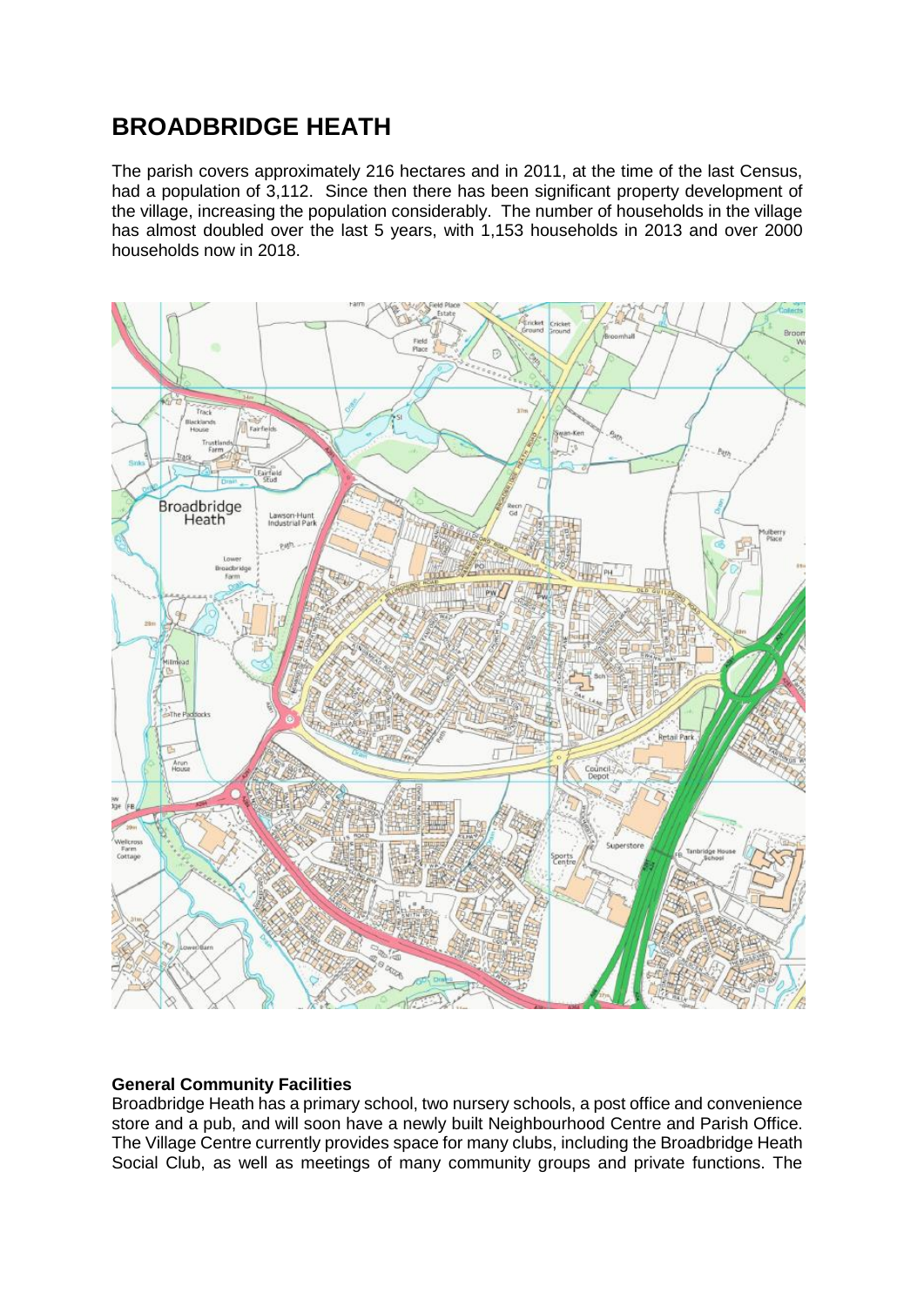# BROADBRIDGE HEATH

The parish covers approximately 216 hectares and in 2011, at the time of the last Census, had a population of 3,112. Since then there has been significant property development of the village, increasing the population considerably. The number of households in the village has almost doubled over the last 5 years, with 1,153 households in 2013 and over 2000 households now in 2018.

**General Community Facilities**
Broadbridge Heath has a primary school, two nursery schools, a post office and convenience store and a pub, and will soon have a newly built Neighbourhood Centre and Parish Office. The Village Centre currently provides space for many clubs, including the Broadbridge Heath Social Club, as well as meetings of many community groups and private functions. The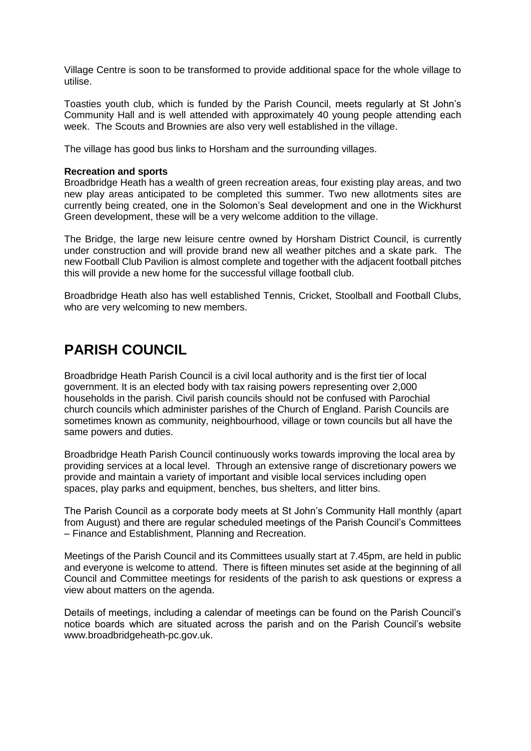Village Centre is soon to be transformed to provide additional space for the whole village to utilise.

Toasties youth club, which is funded by the Parish Council, meets regularly at St John's Community Hall and is well attended with approximately 40 young people attending each week. The Scouts and Brownies are also very well established in the village.

The village has good bus links to Horsham and the surrounding villages.

**Recreation and sports**

Broadbridge Heath has a wealth of green recreation areas, four existing play areas, and two new play areas anticipated to be completed this summer. Two new allotments sites are currently being created, one in the Solomon's Seal development and one in the Wickhurst Green development, these will be a very welcome addition to the village.

The Bridge, the large new leisure centre owned by Horsham District Council, is currently under construction and will provide brand new all weather pitches and a skate park. The new Football Club Pavilion is almost complete and together with the adjacent football pitches this will provide a new home for the successful village football club.

Broadbridge Heath also has well established Tennis, Cricket, Stoolball and Football Clubs, who are very welcoming to new members.

## PARISH COUNCIL

Broadbridge Heath Parish Council is a civil local authority and is the first tier of local government. It is an elected body with tax raising powers representing over 2,000 households in the parish. Civil parish councils should not be confused with Parochial church councils which administer parishes of the Church of England. Parish Councils are sometimes known as community, neighbourhood, village or town councils but all have the same powers and duties.

Broadbridge Heath Parish Council continuously works towards improving the local area by providing services at a local level. Through an extensive range of discretionary powers we provide and maintain a variety of important and visible local services including open spaces, play parks and equipment, benches, bus shelters, and litter bins.

The Parish Council as a corporate body meets at St John's Community Hall monthly (apart from August) and there are regular scheduled meetings of the Parish Council's Committees – Finance and Establishment, Planning and Recreation.

Meetings of the Parish Council and its Committees usually start at 7.45pm, are held in public and everyone is welcome to attend. There is fifteen minutes set aside at the beginning of all Council and Committee meetings for residents of the parish to ask questions or express a view about matters on the agenda.

Details of meetings, including a calendar of meetings can be found on the Parish Council's notice boards which are situated across the parish and on the Parish Council's website www.broadbridgeheath-pc.gov.uk.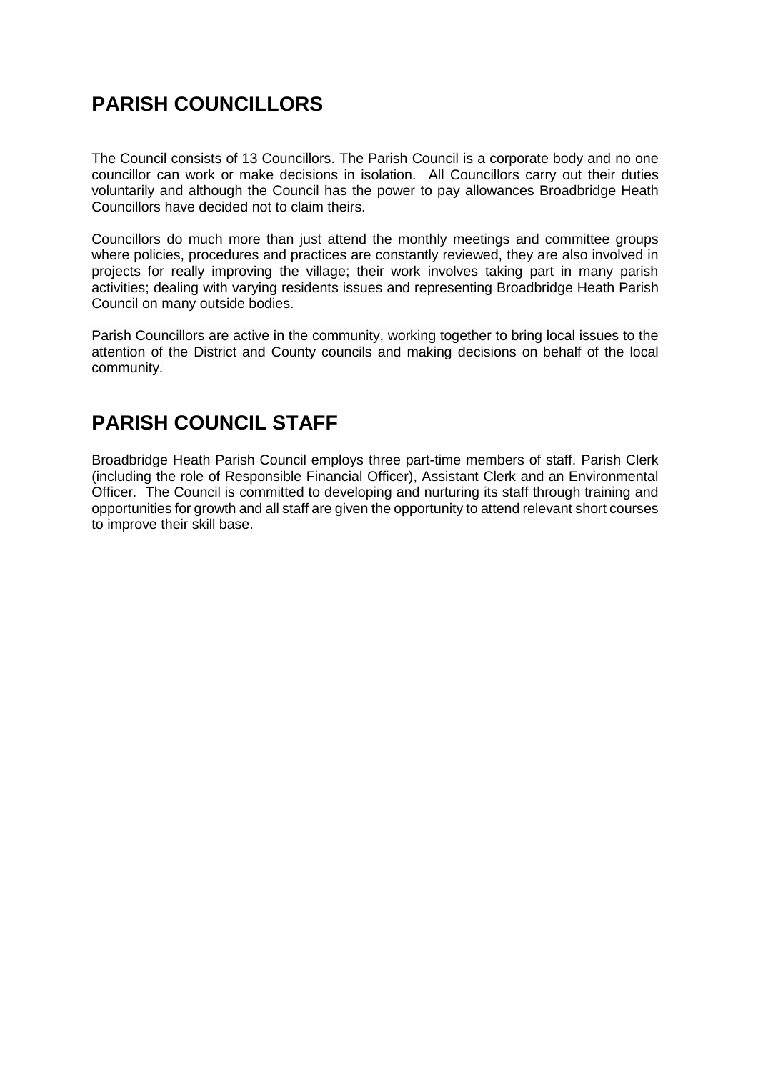## PARISH COUNCILLORS

The Council consists of 13 Councillors. The Parish Council is a corporate body and no one councillor can work or make decisions in isolation. All Councillors carry out their duties voluntarily and although the Council has the power to pay allowances Broadbridge Heath Councillors have decided not to claim theirs.

Councillors do much more than just attend the monthly meetings and committee groups where policies, procedures and practices are constantly reviewed, they are also involved in projects for really improving the village; their work involves taking part in many parish activities; dealing with varying residents issues and representing Broadbridge Heath Parish Council on many outside bodies.

Parish Councillors are active in the community, working together to bring local issues to the attention of the District and County councils and making decisions on behalf of the local community.

## PARISH COUNCIL STAFF

Broadbridge Heath Parish Council employs three part-time members of staff. Parish Clerk (including the role of Responsible Financial Officer), Assistant Clerk and an Environmental Officer. The Council is committed to developing and nurturing its staff through training and opportunities for growth and all staff are given the opportunity to attend relevant short courses to improve their skill base.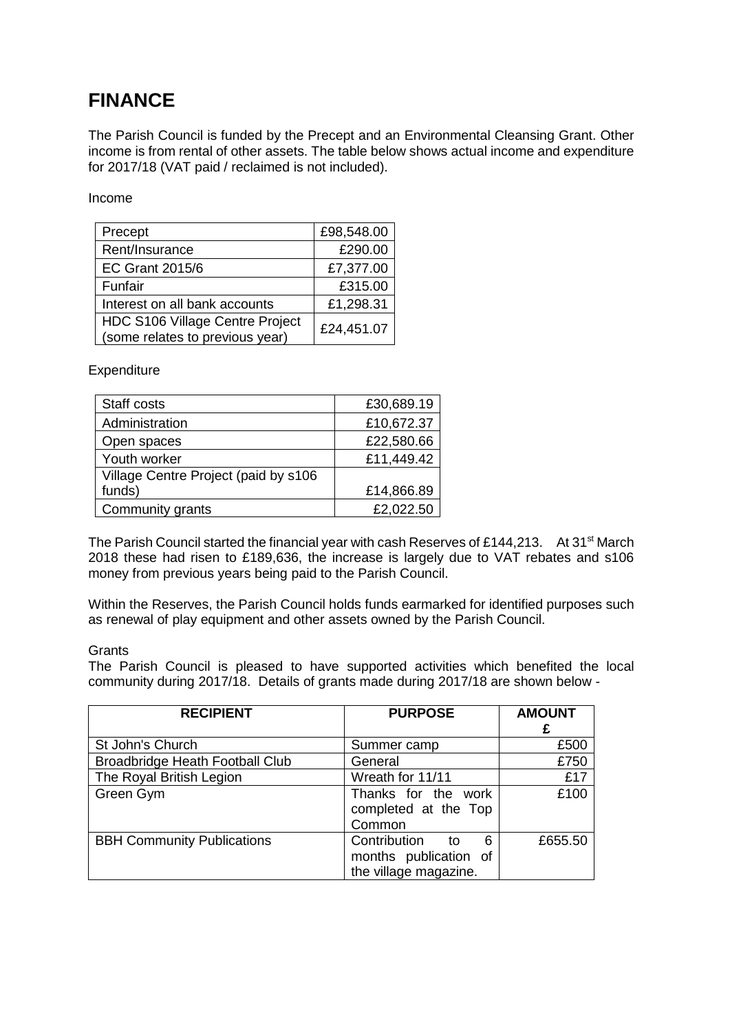# FINANCE

The Parish Council is funded by the Precept and an Environmental Cleansing Grant. Other income is from rental of other assets. The table below shows actual income and expenditure for 2017/18 (VAT paid / reclaimed is not included).

Income

| | |
|---|---:|
| Precept | £98,548.00 |
| Rent/Insurance | £290.00 |
| EC Grant 2015/6 | £7,377.00 |
| Funfair | £315.00 |
| Interest on all bank accounts | £1,298.31 |
| HDC S106 Village Centre Project (some relates to previous year) | £24,451.07 |

Expenditure

| | |
|---|---:|
| Staff costs | £30,689.19 |
| Administration | £10,672.37 |
| Open spaces | £22,580.66 |
| Youth worker | £11,449.42 |
| Village Centre Project (paid by s106 funds) | £14,866.89 |
| Community grants | £2,022.50 |

The Parish Council started the financial year with cash Reserves of £144,213. At 31st March 2018 these had risen to £189,636, the increase is largely due to VAT rebates and s106 money from previous years being paid to the Parish Council.

Within the Reserves, the Parish Council holds funds earmarked for identified purposes such as renewal of play equipment and other assets owned by the Parish Council.

Grants

The Parish Council is pleased to have supported activities which benefited the local community during 2017/18. Details of grants made during 2017/18 are shown below -

| RECIPIENT | PURPOSE | AMOUNT £ |
|---|---|---:|
| St John's Church | Summer camp | £500 |
| Broadbridge Heath Football Club | General | £750 |
| The Royal British Legion | Wreath for 11/11 | £17 |
| Green Gym | Thanks for the work completed at the Top Common | £100 |
| BBH Community Publications | Contribution to 6 months publication of the village magazine. | £655.50 |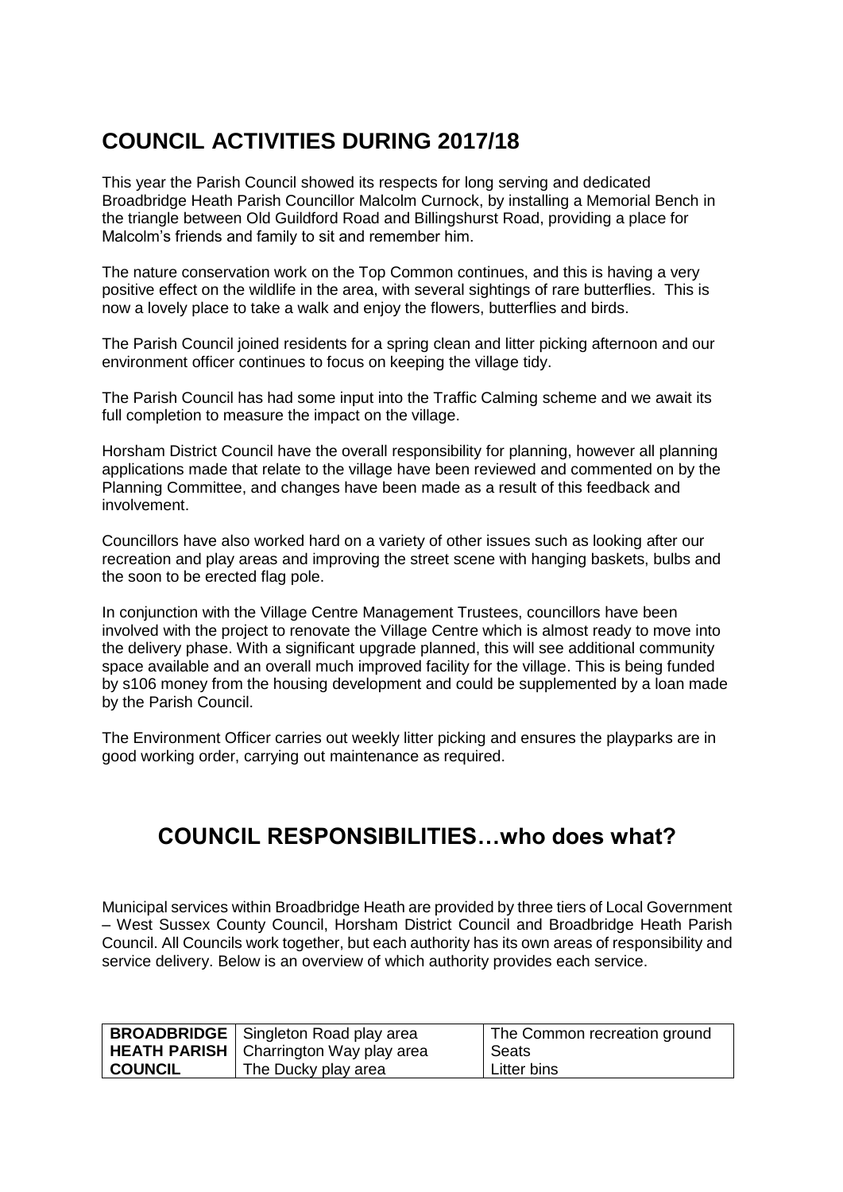## COUNCIL ACTIVITIES DURING 2017/18

This year the Parish Council showed its respects for long serving and dedicated Broadbridge Heath Parish Councillor Malcolm Curnock, by installing a Memorial Bench in the triangle between Old Guildford Road and Billingshurst Road, providing a place for Malcolm's friends and family to sit and remember him.

The nature conservation work on the Top Common continues, and this is having a very positive effect on the wildlife in the area, with several sightings of rare butterflies. This is now a lovely place to take a walk and enjoy the flowers, butterflies and birds.

The Parish Council joined residents for a spring clean and litter picking afternoon and our environment officer continues to focus on keeping the village tidy.

The Parish Council has had some input into the Traffic Calming scheme and we await its full completion to measure the impact on the village.

Horsham District Council have the overall responsibility for planning, however all planning applications made that relate to the village have been reviewed and commented on by the Planning Committee, and changes have been made as a result of this feedback and involvement.

Councillors have also worked hard on a variety of other issues such as looking after our recreation and play areas and improving the street scene with hanging baskets, bulbs and the soon to be erected flag pole.

In conjunction with the Village Centre Management Trustees, councillors have been involved with the project to renovate the Village Centre which is almost ready to move into the delivery phase. With a significant upgrade planned, this will see additional community space available and an overall much improved facility for the village. This is being funded by s106 money from the housing development and could be supplemented by a loan made by the Parish Council.

The Environment Officer carries out weekly litter picking and ensures the playparks are in good working order, carrying out maintenance as required.

## COUNCIL RESPONSIBILITIES…who does what?

Municipal services within Broadbridge Heath are provided by three tiers of Local Government – West Sussex County Council, Horsham District Council and Broadbridge Heath Parish Council. All Councils work together, but each authority has its own areas of responsibility and service delivery. Below is an overview of which authority provides each service.

| | | |
|---|---|---|
| **BROADBRIDGE HEATH PARISH COUNCIL** | Singleton Road play area<br>Charrington Way play area<br>The Ducky play area | The Common recreation ground<br>Seats<br>Litter bins |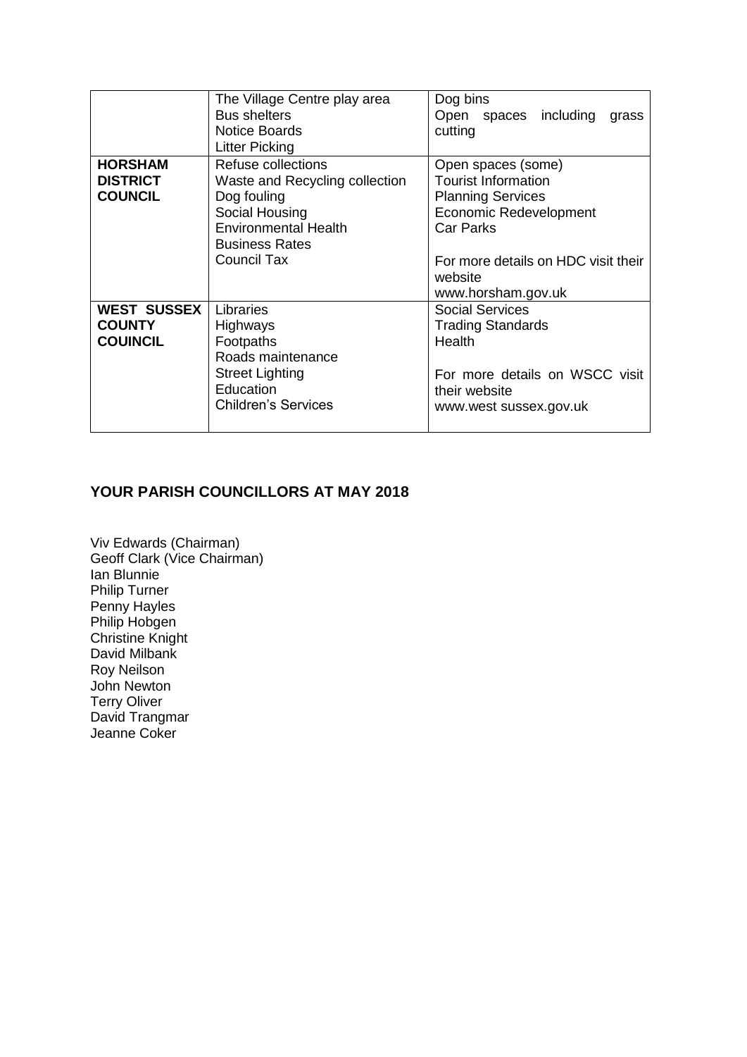| | | |
|---|---|---|
| | The Village Centre play area<br>Bus shelters<br>Notice Boards<br>Litter Picking | Dog bins<br>Open spaces including grass cutting |
| **HORSHAM DISTRICT COUNCIL** | Refuse collections<br>Waste and Recycling collection<br>Dog fouling<br>Social Housing<br>Environmental Health<br>Business Rates<br>Council Tax | Open spaces (some)<br>Tourist Information<br>Planning Services<br>Economic Redevelopment<br>Car Parks<br><br>For more details on HDC visit their website<br>www.horsham.gov.uk |
| **WEST SUSSEX COUNTY COUINCIL** | Libraries<br>Highways<br>Footpaths<br>Roads maintenance<br>Street Lighting<br>Education<br>Children's Services | Social Services<br>Trading Standards<br>Health<br><br>For more details on WSCC visit their website<br>www.west sussex.gov.uk |

## YOUR PARISH COUNCILLORS AT MAY 2018

Viv Edwards (Chairman)
Geoff Clark (Vice Chairman)
Ian Blunnie
Philip Turner
Penny Hayles
Philip Hobgen
Christine Knight
David Milbank
Roy Neilson
John Newton
Terry Oliver
David Trangmar
Jeanne Coker